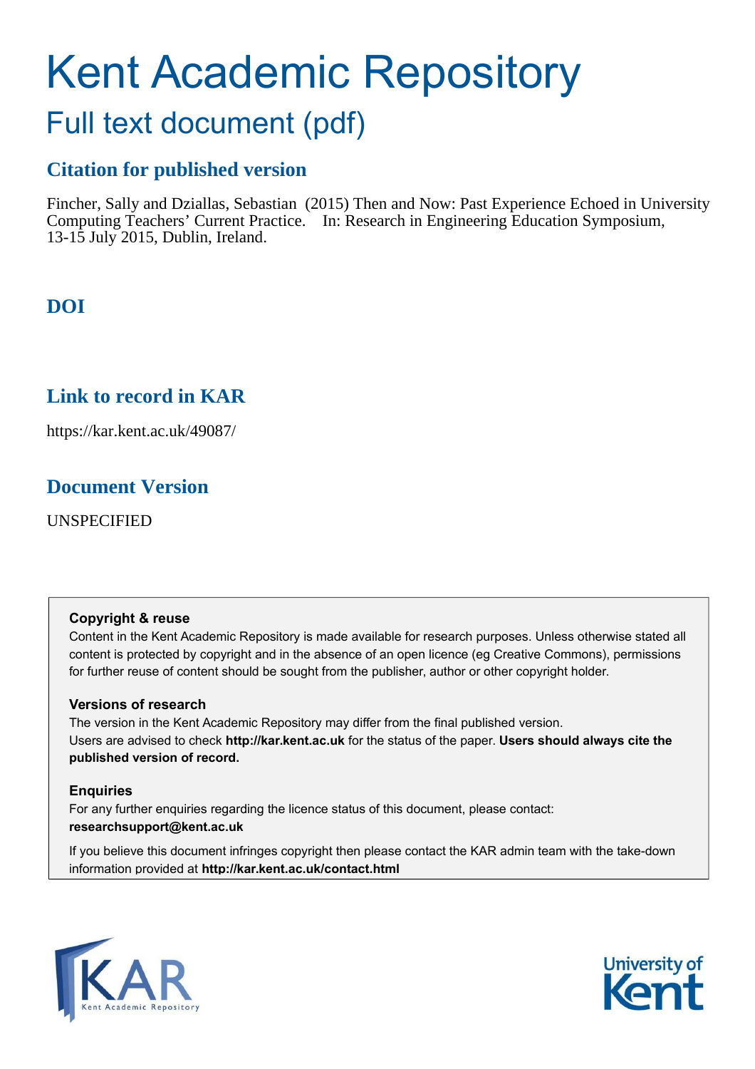# Kent Academic Repository

## Full text document (pdf)

### Citation for published version

Fincher, Sally and Dziallas, Sebastian (2015) Then and Now: Past Experience Echoed in University Computing Teachers' Current Practice. In: Research in Engineering Education Symposium, 13-15 July 2015, Dublin, Ireland.

### DOI

### Link to record in KAR

https://kar.kent.ac.uk/49087/

### Document Version

UNSPECIFIED

**Copyright & reuse**

Content in the Kent Academic Repository is made available for research purposes. Unless otherwise stated all content is protected by copyright and in the absence of an open licence (eg Creative Commons), permissions for further reuse of content should be sought from the publisher, author or other copyright holder.

**Versions of research**

The version in the Kent Academic Repository may differ from the final published version. Users are advised to check **http://kar.kent.ac.uk** for the status of the paper. **Users should always cite the published version of record.**

**Enquiries**

For any further enquiries regarding the licence status of this document, please contact: **researchsupport@kent.ac.uk**

If you believe this document infringes copyright then please contact the KAR admin team with the take-down information provided at **http://kar.kent.ac.uk/contact.html**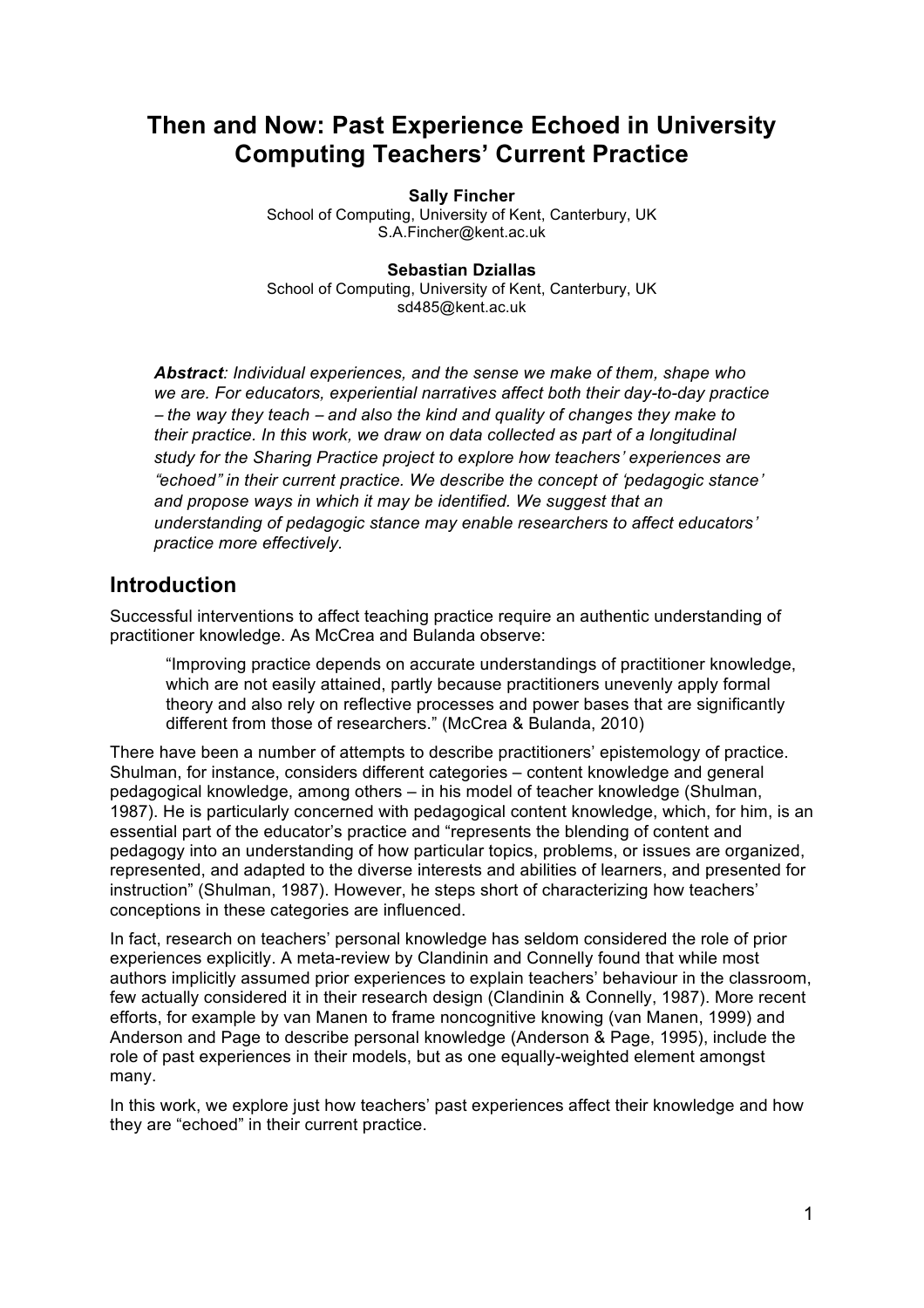# Then and Now: Past Experience Echoed in University Computing Teachers' Current Practice

**Sally Fincher**
School of Computing, University of Kent, Canterbury, UK
S.A.Fincher@kent.ac.uk

**Sebastian Dziallas**
School of Computing, University of Kent, Canterbury, UK
sd485@kent.ac.uk

***Abstract****: Individual experiences, and the sense we make of them, shape who we are. For educators, experiential narratives affect both their day-to-day practice – the way they teach – and also the kind and quality of changes they make to their practice. In this work, we draw on data collected as part of a longitudinal study for the Sharing Practice project to explore how teachers' experiences are "echoed" in their current practice. We describe the concept of 'pedagogic stance' and propose ways in which it may be identified. We suggest that an understanding of pedagogic stance may enable researchers to affect educators' practice more effectively.*

## Introduction

Successful interventions to affect teaching practice require an authentic understanding of practitioner knowledge. As McCrea and Bulanda observe:

> "Improving practice depends on accurate understandings of practitioner knowledge, which are not easily attained, partly because practitioners unevenly apply formal theory and also rely on reflective processes and power bases that are significantly different from those of researchers." (McCrea & Bulanda, 2010)

There have been a number of attempts to describe practitioners' epistemology of practice. Shulman, for instance, considers different categories – content knowledge and general pedagogical knowledge, among others – in his model of teacher knowledge (Shulman, 1987). He is particularly concerned with pedagogical content knowledge, which, for him, is an essential part of the educator's practice and "represents the blending of content and pedagogy into an understanding of how particular topics, problems, or issues are organized, represented, and adapted to the diverse interests and abilities of learners, and presented for instruction" (Shulman, 1987). However, he steps short of characterizing how teachers' conceptions in these categories are influenced.

In fact, research on teachers' personal knowledge has seldom considered the role of prior experiences explicitly. A meta-review by Clandinin and Connelly found that while most authors implicitly assumed prior experiences to explain teachers' behaviour in the classroom, few actually considered it in their research design (Clandinin & Connelly, 1987). More recent efforts, for example by van Manen to frame noncognitive knowing (van Manen, 1999) and Anderson and Page to describe personal knowledge (Anderson & Page, 1995), include the role of past experiences in their models, but as one equally-weighted element amongst many.

In this work, we explore just how teachers' past experiences affect their knowledge and how they are "echoed" in their current practice.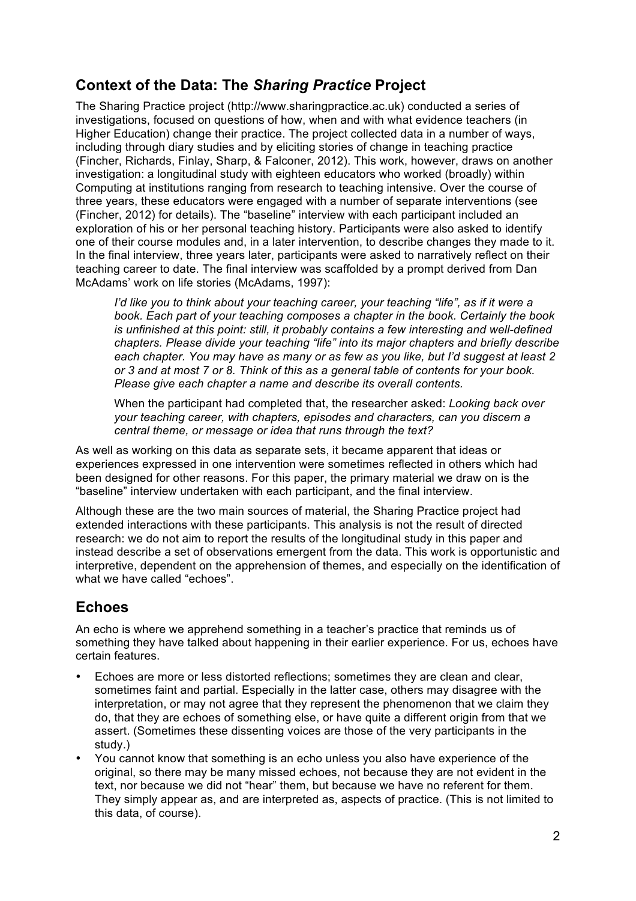## Context of the Data: The *Sharing Practice* Project

The Sharing Practice project (http://www.sharingpractice.ac.uk) conducted a series of investigations, focused on questions of how, when and with what evidence teachers (in Higher Education) change their practice. The project collected data in a number of ways, including through diary studies and by eliciting stories of change in teaching practice (Fincher, Richards, Finlay, Sharp, & Falconer, 2012). This work, however, draws on another investigation: a longitudinal study with eighteen educators who worked (broadly) within Computing at institutions ranging from research to teaching intensive. Over the course of three years, these educators were engaged with a number of separate interventions (see (Fincher, 2012) for details). The "baseline" interview with each participant included an exploration of his or her personal teaching history. Participants were also asked to identify one of their course modules and, in a later intervention, to describe changes they made to it. In the final interview, three years later, participants were asked to narratively reflect on their teaching career to date. The final interview was scaffolded by a prompt derived from Dan McAdams' work on life stories (McAdams, 1997):

> *I'd like you to think about your teaching career, your teaching "life", as if it were a book. Each part of your teaching composes a chapter in the book. Certainly the book is unfinished at this point: still, it probably contains a few interesting and well-defined chapters. Please divide your teaching "life" into its major chapters and briefly describe each chapter. You may have as many or as few as you like, but I'd suggest at least 2 or 3 and at most 7 or 8. Think of this as a general table of contents for your book. Please give each chapter a name and describe its overall contents.*
>
> When the participant had completed that, the researcher asked: *Looking back over your teaching career, with chapters, episodes and characters, can you discern a central theme, or message or idea that runs through the text?*

As well as working on this data as separate sets, it became apparent that ideas or experiences expressed in one intervention were sometimes reflected in others which had been designed for other reasons. For this paper, the primary material we draw on is the "baseline" interview undertaken with each participant, and the final interview.

Although these are the two main sources of material, the Sharing Practice project had extended interactions with these participants. This analysis is not the result of directed research: we do not aim to report the results of the longitudinal study in this paper and instead describe a set of observations emergent from the data. This work is opportunistic and interpretive, dependent on the apprehension of themes, and especially on the identification of what we have called "echoes".

## Echoes

An echo is where we apprehend something in a teacher's practice that reminds us of something they have talked about happening in their earlier experience. For us, echoes have certain features.

- Echoes are more or less distorted reflections; sometimes they are clean and clear, sometimes faint and partial. Especially in the latter case, others may disagree with the interpretation, or may not agree that they represent the phenomenon that we claim they do, that they are echoes of something else, or have quite a different origin from that we assert. (Sometimes these dissenting voices are those of the very participants in the study.)
- You cannot know that something is an echo unless you also have experience of the original, so there may be many missed echoes, not because they are not evident in the text, nor because we did not "hear" them, but because we have no referent for them. They simply appear as, and are interpreted as, aspects of practice. (This is not limited to this data, of course).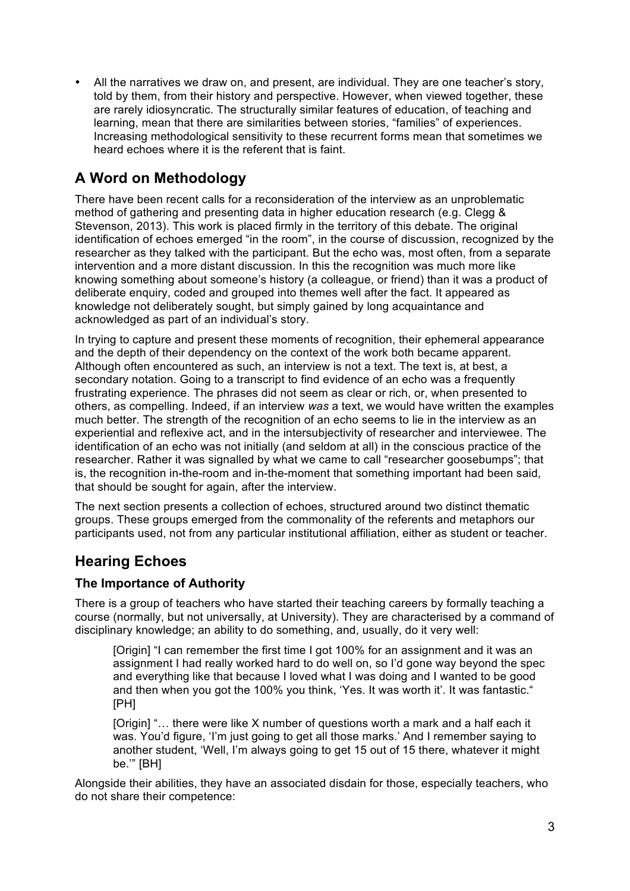- All the narratives we draw on, and present, are individual. They are one teacher's story, told by them, from their history and perspective. However, when viewed together, these are rarely idiosyncratic. The structurally similar features of education, of teaching and learning, mean that there are similarities between stories, "families" of experiences. Increasing methodological sensitivity to these recurrent forms mean that sometimes we heard echoes where it is the referent that is faint.

## A Word on Methodology

There have been recent calls for a reconsideration of the interview as an unproblematic method of gathering and presenting data in higher education research (e.g. Clegg & Stevenson, 2013). This work is placed firmly in the territory of this debate. The original identification of echoes emerged "in the room", in the course of discussion, recognized by the researcher as they talked with the participant. But the echo was, most often, from a separate intervention and a more distant discussion. In this the recognition was much more like knowing something about someone's history (a colleague, or friend) than it was a product of deliberate enquiry, coded and grouped into themes well after the fact. It appeared as knowledge not deliberately sought, but simply gained by long acquaintance and acknowledged as part of an individual's story.

In trying to capture and present these moments of recognition, their ephemeral appearance and the depth of their dependency on the context of the work both became apparent. Although often encountered as such, an interview is not a text. The text is, at best, a secondary notation. Going to a transcript to find evidence of an echo was a frequently frustrating experience. The phrases did not seem as clear or rich, or, when presented to others, as compelling. Indeed, if an interview *was* a text, we would have written the examples much better. The strength of the recognition of an echo seems to lie in the interview as an experiential and reflexive act, and in the intersubjectivity of researcher and interviewee. The identification of an echo was not initially (and seldom at all) in the conscious practice of the researcher. Rather it was signalled by what we came to call "researcher goosebumps"; that is, the recognition in-the-room and in-the-moment that something important had been said, that should be sought for again, after the interview.

The next section presents a collection of echoes, structured around two distinct thematic groups. These groups emerged from the commonality of the referents and metaphors our participants used, not from any particular institutional affiliation, either as student or teacher.

## Hearing Echoes

### The Importance of Authority

There is a group of teachers who have started their teaching careers by formally teaching a course (normally, but not universally, at University). They are characterised by a command of disciplinary knowledge; an ability to do something, and, usually, do it very well:

> [Origin] "I can remember the first time I got 100% for an assignment and it was an assignment I had really worked hard to do well on, so I'd gone way beyond the spec and everything like that because I loved what I was doing and I wanted to be good and then when you got the 100% you think, 'Yes. It was worth it'. It was fantastic." [PH]
>
> [Origin] "… there were like X number of questions worth a mark and a half each it was. You'd figure, 'I'm just going to get all those marks.' And I remember saying to another student, 'Well, I'm always going to get 15 out of 15 there, whatever it might be.'" [BH]

Alongside their abilities, they have an associated disdain for those, especially teachers, who do not share their competence: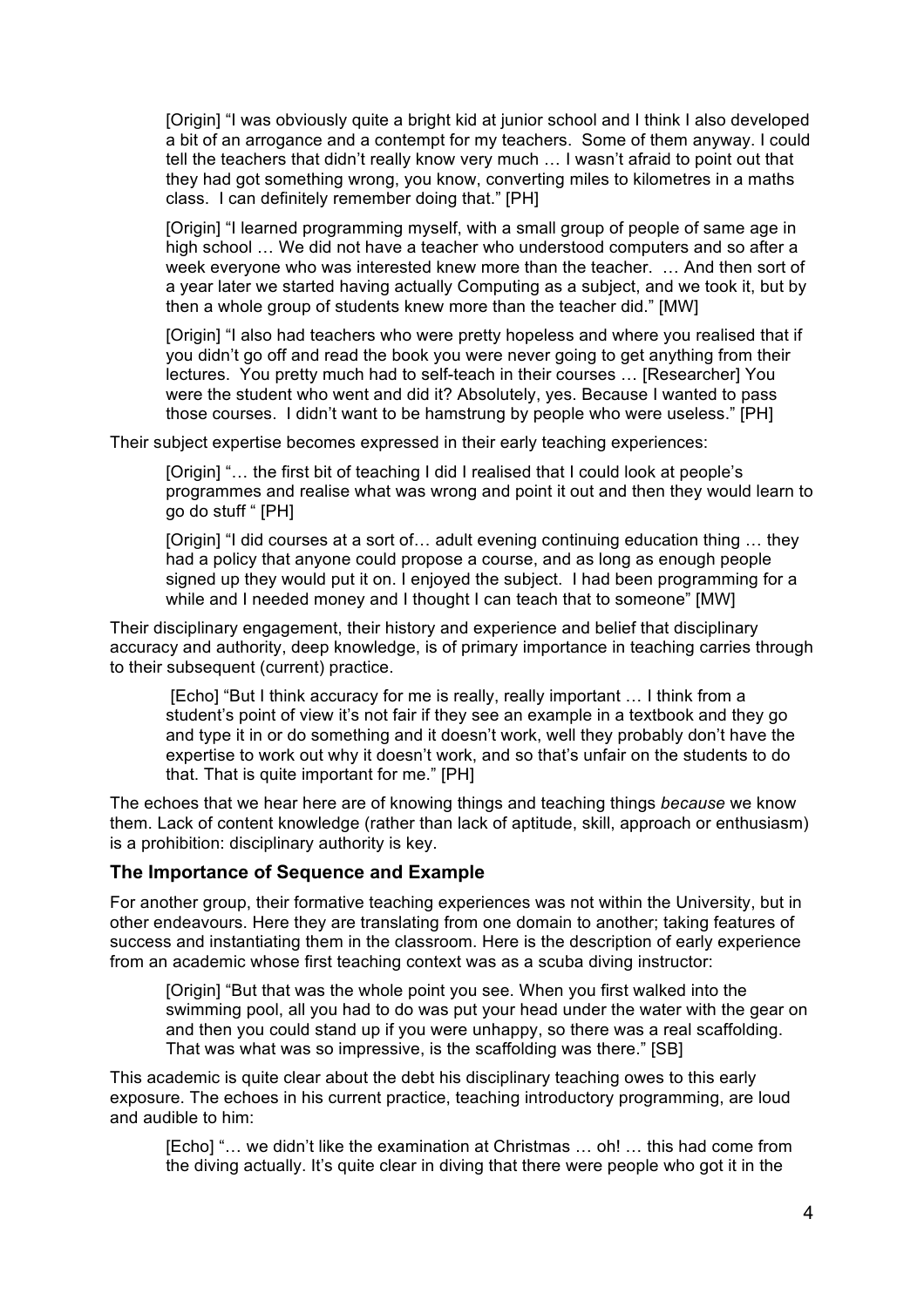> [Origin] "I was obviously quite a bright kid at junior school and I think I also developed a bit of an arrogance and a contempt for my teachers. Some of them anyway. I could tell the teachers that didn't really know very much … I wasn't afraid to point out that they had got something wrong, you know, converting miles to kilometres in a maths class. I can definitely remember doing that." [PH]

> [Origin] "I learned programming myself, with a small group of people of same age in high school … We did not have a teacher who understood computers and so after a week everyone who was interested knew more than the teacher. … And then sort of a year later we started having actually Computing as a subject, and we took it, but by then a whole group of students knew more than the teacher did." [MW]

> [Origin] "I also had teachers who were pretty hopeless and where you realised that if you didn't go off and read the book you were never going to get anything from their lectures. You pretty much had to self-teach in their courses … [Researcher] You were the student who went and did it? Absolutely, yes. Because I wanted to pass those courses. I didn't want to be hamstrung by people who were useless." [PH]

Their subject expertise becomes expressed in their early teaching experiences:

> [Origin] "… the first bit of teaching I did I realised that I could look at people's programmes and realise what was wrong and point it out and then they would learn to go do stuff " [PH]

> [Origin] "I did courses at a sort of… adult evening continuing education thing … they had a policy that anyone could propose a course, and as long as enough people signed up they would put it on. I enjoyed the subject. I had been programming for a while and I needed money and I thought I can teach that to someone" [MW]

Their disciplinary engagement, their history and experience and belief that disciplinary accuracy and authority, deep knowledge, is of primary importance in teaching carries through to their subsequent (current) practice.

> [Echo] "But I think accuracy for me is really, really important … I think from a student's point of view it's not fair if they see an example in a textbook and they go and type it in or do something and it doesn't work, well they probably don't have the expertise to work out why it doesn't work, and so that's unfair on the students to do that. That is quite important for me." [PH]

The echoes that we hear here are of knowing things and teaching things *because* we know them. Lack of content knowledge (rather than lack of aptitude, skill, approach or enthusiasm) is a prohibition: disciplinary authority is key.

### The Importance of Sequence and Example

For another group, their formative teaching experiences was not within the University, but in other endeavours. Here they are translating from one domain to another; taking features of success and instantiating them in the classroom. Here is the description of early experience from an academic whose first teaching context was as a scuba diving instructor:

> [Origin] "But that was the whole point you see. When you first walked into the swimming pool, all you had to do was put your head under the water with the gear on and then you could stand up if you were unhappy, so there was a real scaffolding. That was what was so impressive, is the scaffolding was there." [SB]

This academic is quite clear about the debt his disciplinary teaching owes to this early exposure. The echoes in his current practice, teaching introductory programming, are loud and audible to him:

> [Echo] "… we didn't like the examination at Christmas … oh! … this had come from the diving actually. It's quite clear in diving that there were people who got it in the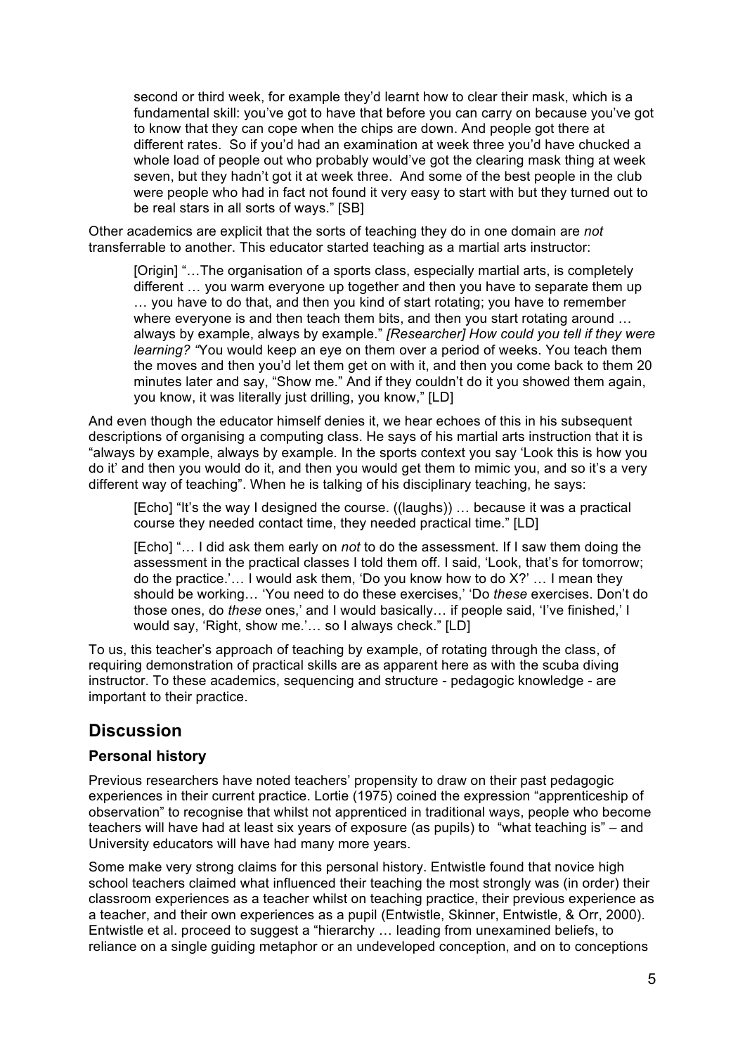> second or third week, for example they'd learnt how to clear their mask, which is a fundamental skill: you've got to have that before you can carry on because you've got to know that they can cope when the chips are down. And people got there at different rates. So if you'd had an examination at week three you'd have chucked a whole load of people out who probably would've got the clearing mask thing at week seven, but they hadn't got it at week three. And some of the best people in the club were people who had in fact not found it very easy to start with but they turned out to be real stars in all sorts of ways." [SB]

Other academics are explicit that the sorts of teaching they do in one domain are *not* transferrable to another. This educator started teaching as a martial arts instructor:

> [Origin] "…The organisation of a sports class, especially martial arts, is completely different … you warm everyone up together and then you have to separate them up … you have to do that, and then you kind of start rotating; you have to remember where everyone is and then teach them bits, and then you start rotating around … always by example, always by example." *[Researcher] How could you tell if they were learning? "*You would keep an eye on them over a period of weeks. You teach them the moves and then you'd let them get on with it, and then you come back to them 20 minutes later and say, "Show me." And if they couldn't do it you showed them again, you know, it was literally just drilling, you know," [LD]

And even though the educator himself denies it, we hear echoes of this in his subsequent descriptions of organising a computing class. He says of his martial arts instruction that it is "always by example, always by example. In the sports context you say 'Look this is how you do it' and then you would do it, and then you would get them to mimic you, and so it's a very different way of teaching". When he is talking of his disciplinary teaching, he says:

> [Echo] "It's the way I designed the course. ((laughs)) … because it was a practical course they needed contact time, they needed practical time." [LD]
>
> [Echo] "… I did ask them early on *not* to do the assessment. If I saw them doing the assessment in the practical classes I told them off. I said, 'Look, that's for tomorrow; do the practice.'… I would ask them, 'Do you know how to do X?' … I mean they should be working… 'You need to do these exercises,' 'Do *these* exercises. Don't do those ones, do *these* ones,' and I would basically… if people said, 'I've finished,' I would say, 'Right, show me.'… so I always check." [LD]

To us, this teacher's approach of teaching by example, of rotating through the class, of requiring demonstration of practical skills are as apparent here as with the scuba diving instructor. To these academics, sequencing and structure - pedagogic knowledge - are important to their practice.

## Discussion

### Personal history

Previous researchers have noted teachers' propensity to draw on their past pedagogic experiences in their current practice. Lortie (1975) coined the expression "apprenticeship of observation" to recognise that whilst not apprenticed in traditional ways, people who become teachers will have had at least six years of exposure (as pupils) to "what teaching is" – and University educators will have had many more years.

Some make very strong claims for this personal history. Entwistle found that novice high school teachers claimed what influenced their teaching the most strongly was (in order) their classroom experiences as a teacher whilst on teaching practice, their previous experience as a teacher, and their own experiences as a pupil (Entwistle, Skinner, Entwistle, & Orr, 2000). Entwistle et al. proceed to suggest a "hierarchy … leading from unexamined beliefs, to reliance on a single guiding metaphor or an undeveloped conception, and on to conceptions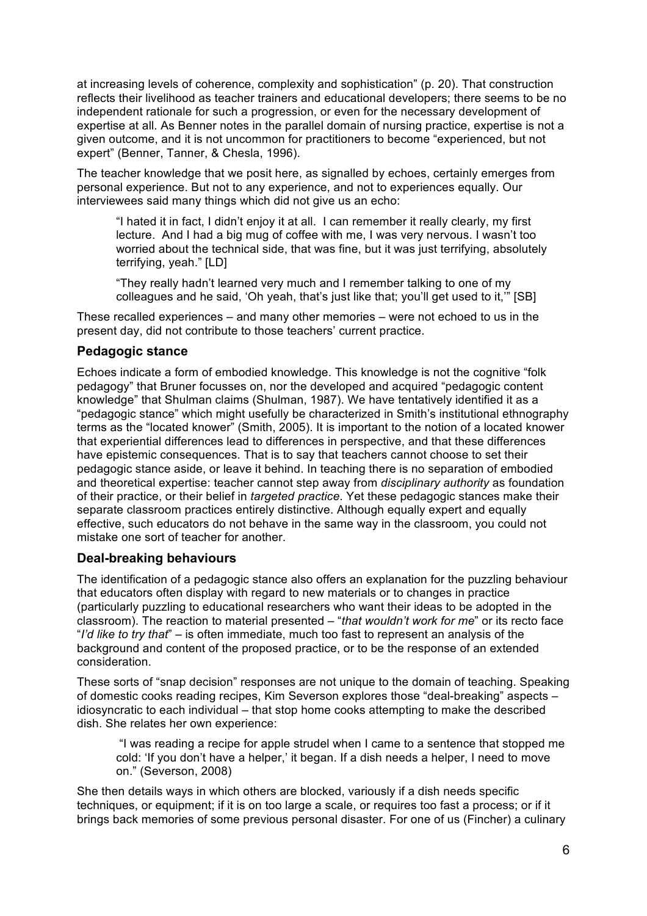at increasing levels of coherence, complexity and sophistication" (p. 20). That construction reflects their livelihood as teacher trainers and educational developers; there seems to be no independent rationale for such a progression, or even for the necessary development of expertise at all. As Benner notes in the parallel domain of nursing practice, expertise is not a given outcome, and it is not uncommon for practitioners to become "experienced, but not expert" (Benner, Tanner, & Chesla, 1996).

The teacher knowledge that we posit here, as signalled by echoes, certainly emerges from personal experience. But not to any experience, and not to experiences equally. Our interviewees said many things which did not give us an echo:

> "I hated it in fact, I didn't enjoy it at all. I can remember it really clearly, my first lecture. And I had a big mug of coffee with me, I was very nervous. I wasn't too worried about the technical side, that was fine, but it was just terrifying, absolutely terrifying, yeah." [LD]

> "They really hadn't learned very much and I remember talking to one of my colleagues and he said, 'Oh yeah, that's just like that; you'll get used to it,'" [SB]

These recalled experiences – and many other memories – were not echoed to us in the present day, did not contribute to those teachers' current practice.

## Pedagogic stance

Echoes indicate a form of embodied knowledge. This knowledge is not the cognitive "folk pedagogy" that Bruner focusses on, nor the developed and acquired "pedagogic content knowledge" that Shulman claims (Shulman, 1987). We have tentatively identified it as a "pedagogic stance" which might usefully be characterized in Smith's institutional ethnography terms as the "located knower" (Smith, 2005). It is important to the notion of a located knower that experiential differences lead to differences in perspective, and that these differences have epistemic consequences. That is to say that teachers cannot choose to set their pedagogic stance aside, or leave it behind. In teaching there is no separation of embodied and theoretical expertise: teacher cannot step away from *disciplinary authority* as foundation of their practice, or their belief in *targeted practice*. Yet these pedagogic stances make their separate classroom practices entirely distinctive. Although equally expert and equally effective, such educators do not behave in the same way in the classroom, you could not mistake one sort of teacher for another.

## Deal-breaking behaviours

The identification of a pedagogic stance also offers an explanation for the puzzling behaviour that educators often display with regard to new materials or to changes in practice (particularly puzzling to educational researchers who want their ideas to be adopted in the classroom). The reaction to material presented – "*that wouldn't work for me*" or its recto face "*I'd like to try that*" – is often immediate, much too fast to represent an analysis of the background and content of the proposed practice, or to be the response of an extended consideration.

These sorts of "snap decision" responses are not unique to the domain of teaching. Speaking of domestic cooks reading recipes, Kim Severson explores those "deal-breaking" aspects – idiosyncratic to each individual – that stop home cooks attempting to make the described dish. She relates her own experience:

> "I was reading a recipe for apple strudel when I came to a sentence that stopped me cold: 'If you don't have a helper,' it began. If a dish needs a helper, I need to move on." (Severson, 2008)

She then details ways in which others are blocked, variously if a dish needs specific techniques, or equipment; if it is on too large a scale, or requires too fast a process; or if it brings back memories of some previous personal disaster. For one of us (Fincher) a culinary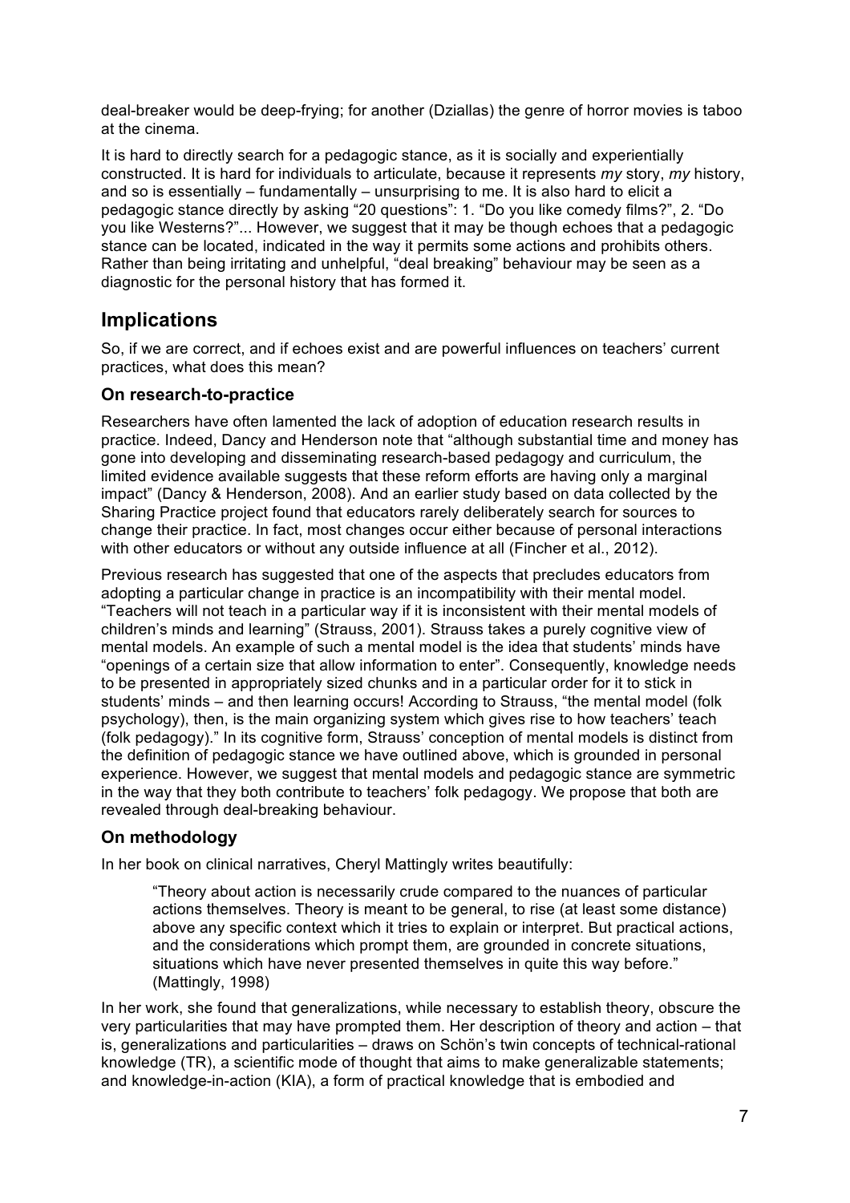deal-breaker would be deep-frying; for another (Dziallas) the genre of horror movies is taboo at the cinema.

It is hard to directly search for a pedagogic stance, as it is socially and experientially constructed. It is hard for individuals to articulate, because it represents *my* story, *my* history, and so is essentially – fundamentally – unsurprising to me. It is also hard to elicit a pedagogic stance directly by asking "20 questions": 1. "Do you like comedy films?", 2. "Do you like Westerns?"... However, we suggest that it may be though echoes that a pedagogic stance can be located, indicated in the way it permits some actions and prohibits others. Rather than being irritating and unhelpful, "deal breaking" behaviour may be seen as a diagnostic for the personal history that has formed it.

## Implications

So, if we are correct, and if echoes exist and are powerful influences on teachers' current practices, what does this mean?

### On research-to-practice

Researchers have often lamented the lack of adoption of education research results in practice. Indeed, Dancy and Henderson note that "although substantial time and money has gone into developing and disseminating research-based pedagogy and curriculum, the limited evidence available suggests that these reform efforts are having only a marginal impact" (Dancy & Henderson, 2008). And an earlier study based on data collected by the Sharing Practice project found that educators rarely deliberately search for sources to change their practice. In fact, most changes occur either because of personal interactions with other educators or without any outside influence at all (Fincher et al., 2012).

Previous research has suggested that one of the aspects that precludes educators from adopting a particular change in practice is an incompatibility with their mental model. "Teachers will not teach in a particular way if it is inconsistent with their mental models of children's minds and learning" (Strauss, 2001). Strauss takes a purely cognitive view of mental models. An example of such a mental model is the idea that students' minds have "openings of a certain size that allow information to enter". Consequently, knowledge needs to be presented in appropriately sized chunks and in a particular order for it to stick in students' minds – and then learning occurs! According to Strauss, "the mental model (folk psychology), then, is the main organizing system which gives rise to how teachers' teach (folk pedagogy)." In its cognitive form, Strauss' conception of mental models is distinct from the definition of pedagogic stance we have outlined above, which is grounded in personal experience. However, we suggest that mental models and pedagogic stance are symmetric in the way that they both contribute to teachers' folk pedagogy. We propose that both are revealed through deal-breaking behaviour.

### On methodology

In her book on clinical narratives, Cheryl Mattingly writes beautifully:

> "Theory about action is necessarily crude compared to the nuances of particular actions themselves. Theory is meant to be general, to rise (at least some distance) above any specific context which it tries to explain or interpret. But practical actions, and the considerations which prompt them, are grounded in concrete situations, situations which have never presented themselves in quite this way before." (Mattingly, 1998)

In her work, she found that generalizations, while necessary to establish theory, obscure the very particularities that may have prompted them. Her description of theory and action – that is, generalizations and particularities – draws on Schön's twin concepts of technical-rational knowledge (TR), a scientific mode of thought that aims to make generalizable statements; and knowledge-in-action (KIA), a form of practical knowledge that is embodied and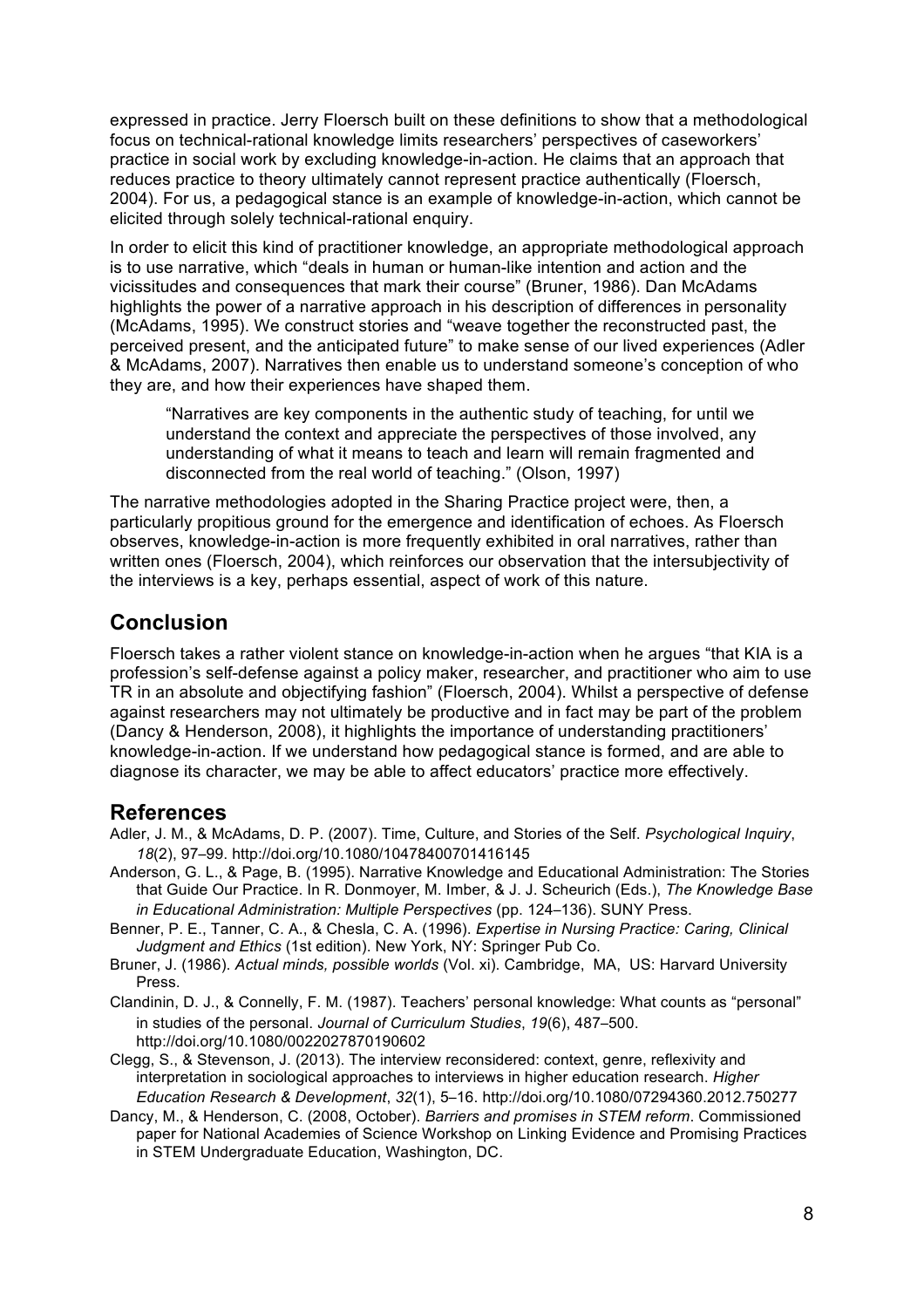expressed in practice. Jerry Floersch built on these definitions to show that a methodological focus on technical-rational knowledge limits researchers' perspectives of caseworkers' practice in social work by excluding knowledge-in-action. He claims that an approach that reduces practice to theory ultimately cannot represent practice authentically (Floersch, 2004). For us, a pedagogical stance is an example of knowledge-in-action, which cannot be elicited through solely technical-rational enquiry.

In order to elicit this kind of practitioner knowledge, an appropriate methodological approach is to use narrative, which "deals in human or human-like intention and action and the vicissitudes and consequences that mark their course" (Bruner, 1986). Dan McAdams highlights the power of a narrative approach in his description of differences in personality (McAdams, 1995). We construct stories and "weave together the reconstructed past, the perceived present, and the anticipated future" to make sense of our lived experiences (Adler & McAdams, 2007). Narratives then enable us to understand someone's conception of who they are, and how their experiences have shaped them.

> "Narratives are key components in the authentic study of teaching, for until we understand the context and appreciate the perspectives of those involved, any understanding of what it means to teach and learn will remain fragmented and disconnected from the real world of teaching." (Olson, 1997)

The narrative methodologies adopted in the Sharing Practice project were, then, a particularly propitious ground for the emergence and identification of echoes. As Floersch observes, knowledge-in-action is more frequently exhibited in oral narratives, rather than written ones (Floersch, 2004), which reinforces our observation that the intersubjectivity of the interviews is a key, perhaps essential, aspect of work of this nature.

## Conclusion

Floersch takes a rather violent stance on knowledge-in-action when he argues "that KIA is a profession's self-defense against a policy maker, researcher, and practitioner who aim to use TR in an absolute and objectifying fashion" (Floersch, 2004). Whilst a perspective of defense against researchers may not ultimately be productive and in fact may be part of the problem (Dancy & Henderson, 2008), it highlights the importance of understanding practitioners' knowledge-in-action. If we understand how pedagogical stance is formed, and are able to diagnose its character, we may be able to affect educators' practice more effectively.

## References

Adler, J. M., & McAdams, D. P. (2007). Time, Culture, and Stories of the Self. *Psychological Inquiry*, *18*(2), 97–99. http://doi.org/10.1080/10478400701416145

Anderson, G. L., & Page, B. (1995). Narrative Knowledge and Educational Administration: The Stories that Guide Our Practice. In R. Donmoyer, M. Imber, & J. J. Scheurich (Eds.), *The Knowledge Base in Educational Administration: Multiple Perspectives* (pp. 124–136). SUNY Press.

Benner, P. E., Tanner, C. A., & Chesla, C. A. (1996). *Expertise in Nursing Practice: Caring, Clinical Judgment and Ethics* (1st edition). New York, NY: Springer Pub Co.

Bruner, J. (1986). *Actual minds, possible worlds* (Vol. xi). Cambridge, MA, US: Harvard University Press.

Clandinin, D. J., & Connelly, F. M. (1987). Teachers' personal knowledge: What counts as "personal" in studies of the personal. *Journal of Curriculum Studies*, *19*(6), 487–500. http://doi.org/10.1080/0022027870190602

Clegg, S., & Stevenson, J. (2013). The interview reconsidered: context, genre, reflexivity and interpretation in sociological approaches to interviews in higher education research. *Higher Education Research & Development*, *32*(1), 5–16. http://doi.org/10.1080/07294360.2012.750277

Dancy, M., & Henderson, C. (2008, October). *Barriers and promises in STEM reform*. Commissioned paper for National Academies of Science Workshop on Linking Evidence and Promising Practices in STEM Undergraduate Education, Washington, DC.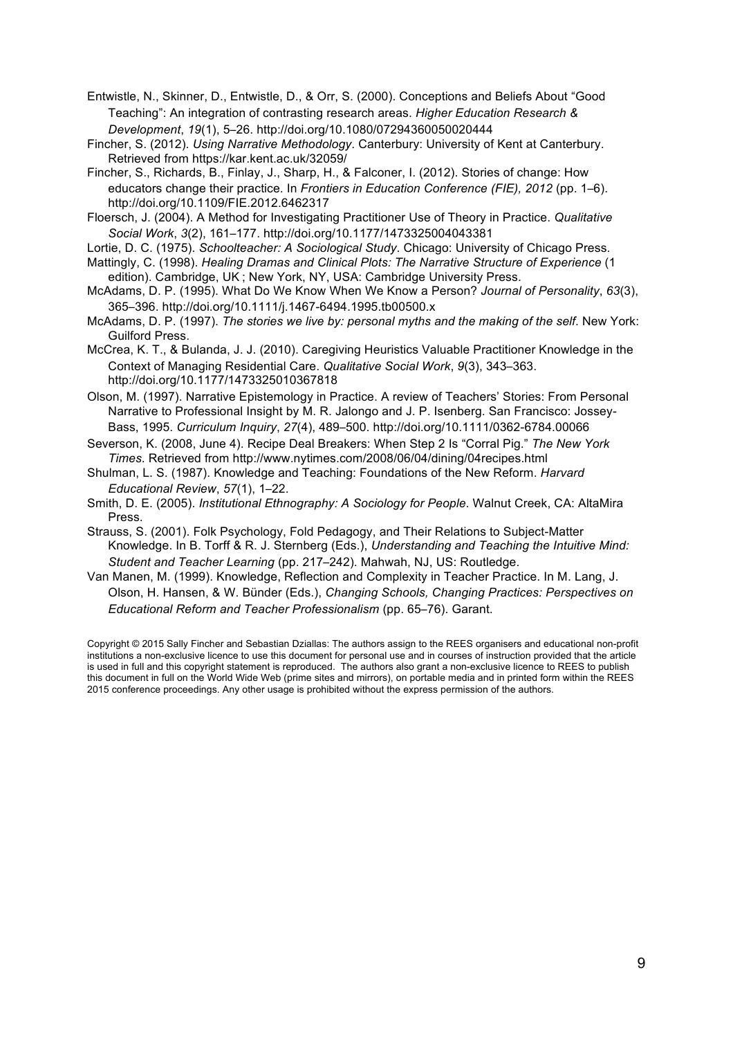Entwistle, N., Skinner, D., Entwistle, D., & Orr, S. (2000). Conceptions and Beliefs About "Good Teaching": An integration of contrasting research areas. *Higher Education Research & Development*, *19*(1), 5–26. http://doi.org/10.1080/07294360050020444

Fincher, S. (2012). *Using Narrative Methodology*. Canterbury: University of Kent at Canterbury. Retrieved from https://kar.kent.ac.uk/32059/

Fincher, S., Richards, B., Finlay, J., Sharp, H., & Falconer, I. (2012). Stories of change: How educators change their practice. In *Frontiers in Education Conference (FIE), 2012* (pp. 1–6). http://doi.org/10.1109/FIE.2012.6462317

Floersch, J. (2004). A Method for Investigating Practitioner Use of Theory in Practice. *Qualitative Social Work*, *3*(2), 161–177. http://doi.org/10.1177/1473325004043381

Lortie, D. C. (1975). *Schoolteacher: A Sociological Study*. Chicago: University of Chicago Press.

Mattingly, C. (1998). *Healing Dramas and Clinical Plots: The Narrative Structure of Experience* (1 edition). Cambridge, UK ; New York, NY, USA: Cambridge University Press.

McAdams, D. P. (1995). What Do We Know When We Know a Person? *Journal of Personality*, *63*(3), 365–396. http://doi.org/10.1111/j.1467-6494.1995.tb00500.x

McAdams, D. P. (1997). *The stories we live by: personal myths and the making of the self*. New York: Guilford Press.

McCrea, K. T., & Bulanda, J. J. (2010). Caregiving Heuristics Valuable Practitioner Knowledge in the Context of Managing Residential Care. *Qualitative Social Work*, *9*(3), 343–363. http://doi.org/10.1177/1473325010367818

Olson, M. (1997). Narrative Epistemology in Practice. A review of Teachers' Stories: From Personal Narrative to Professional Insight by M. R. Jalongo and J. P. Isenberg. San Francisco: Jossey-Bass, 1995. *Curriculum Inquiry*, *27*(4), 489–500. http://doi.org/10.1111/0362-6784.00066

Severson, K. (2008, June 4). Recipe Deal Breakers: When Step 2 Is "Corral Pig." *The New York Times*. Retrieved from http://www.nytimes.com/2008/06/04/dining/04recipes.html

Shulman, L. S. (1987). Knowledge and Teaching: Foundations of the New Reform. *Harvard Educational Review*, *57*(1), 1–22.

Smith, D. E. (2005). *Institutional Ethnography: A Sociology for People*. Walnut Creek, CA: AltaMira Press.

Strauss, S. (2001). Folk Psychology, Fold Pedagogy, and Their Relations to Subject-Matter Knowledge. In B. Torff & R. J. Sternberg (Eds.), *Understanding and Teaching the Intuitive Mind: Student and Teacher Learning* (pp. 217–242). Mahwah, NJ, US: Routledge.

Van Manen, M. (1999). Knowledge, Reflection and Complexity in Teacher Practice. In M. Lang, J. Olson, H. Hansen, & W. Bünder (Eds.), *Changing Schools, Changing Practices: Perspectives on Educational Reform and Teacher Professionalism* (pp. 65–76). Garant.

Copyright © 2015 Sally Fincher and Sebastian Dziallas: The authors assign to the REES organisers and educational non-profit institutions a non-exclusive licence to use this document for personal use and in courses of instruction provided that the article is used in full and this copyright statement is reproduced. The authors also grant a non-exclusive licence to REES to publish this document in full on the World Wide Web (prime sites and mirrors), on portable media and in printed form within the REES 2015 conference proceedings. Any other usage is prohibited without the express permission of the authors.